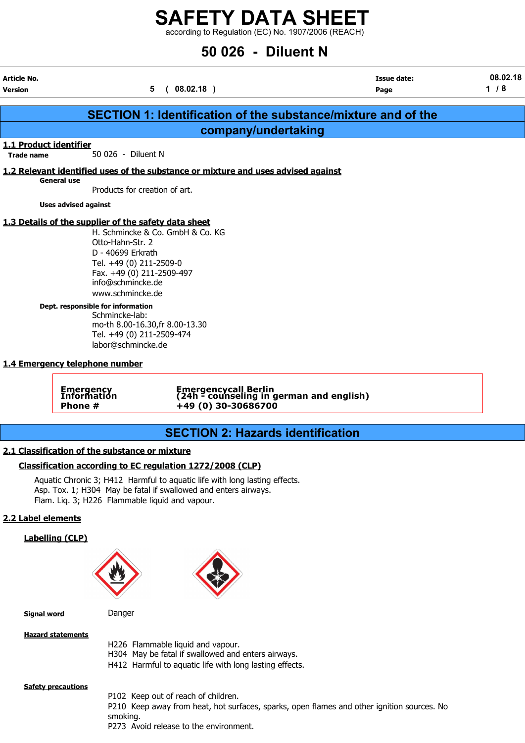# SAFETY DATA SHEET

according to Regulation (EC) No. 1907/2006 (REACH)

# 50 026 - Diluent N

| Article No. | | Issue date: | 08.02.18 |
|---|---|---|---|
| Version | 5 ( 08.02.18 ) | Page | 1 / 8 |

## SECTION 1: Identification of the substance/mixture and of the company/undertaking

### 1.1 Product identifier

**Trade name** 50 026 - Diluent N

### 1.2 Relevant identified uses of the substance or mixture and uses advised against

**General use**

Products for creation of art.

**Uses advised against**

### 1.3 Details of the supplier of the safety data sheet

H. Schmincke & Co. GmbH & Co. KG
Otto-Hahn-Str. 2
D - 40699 Erkrath
Tel. +49 (0) 211-2509-0
Fax. +49 (0) 211-2509-497
info@schmincke.de
www.schmincke.de

**Dept. responsible for information**

Schmincke-lab:
mo-th 8.00-16.30,fr 8.00-13.30
Tel. +49 (0) 211-2509-474
labor@schmincke.de

### 1.4 Emergency telephone number

| | |
|---|---|
| **Emergency Information** | **Emergencycall Berlin (24h - counseling in german and english)** |
| **Phone #** | **+49 (0) 30-30686700** |

## SECTION 2: Hazards identification

### 2.1 Classification of the substance or mixture

#### Classification according to EC regulation 1272/2008 (CLP)

Aquatic Chronic 3; H412 Harmful to aquatic life with long lasting effects.
Asp. Tox. 1; H304 May be fatal if swallowed and enters airways.
Flam. Liq. 3; H226 Flammable liquid and vapour.

### 2.2 Label elements

#### Labelling (CLP)

**Signal word** Danger

**Hazard statements**

H226 Flammable liquid and vapour.
H304 May be fatal if swallowed and enters airways.
H412 Harmful to aquatic life with long lasting effects.

**Safety precautions**

P102 Keep out of reach of children.
P210 Keep away from heat, hot surfaces, sparks, open flames and other ignition sources. No smoking.
P273 Avoid release to the environment.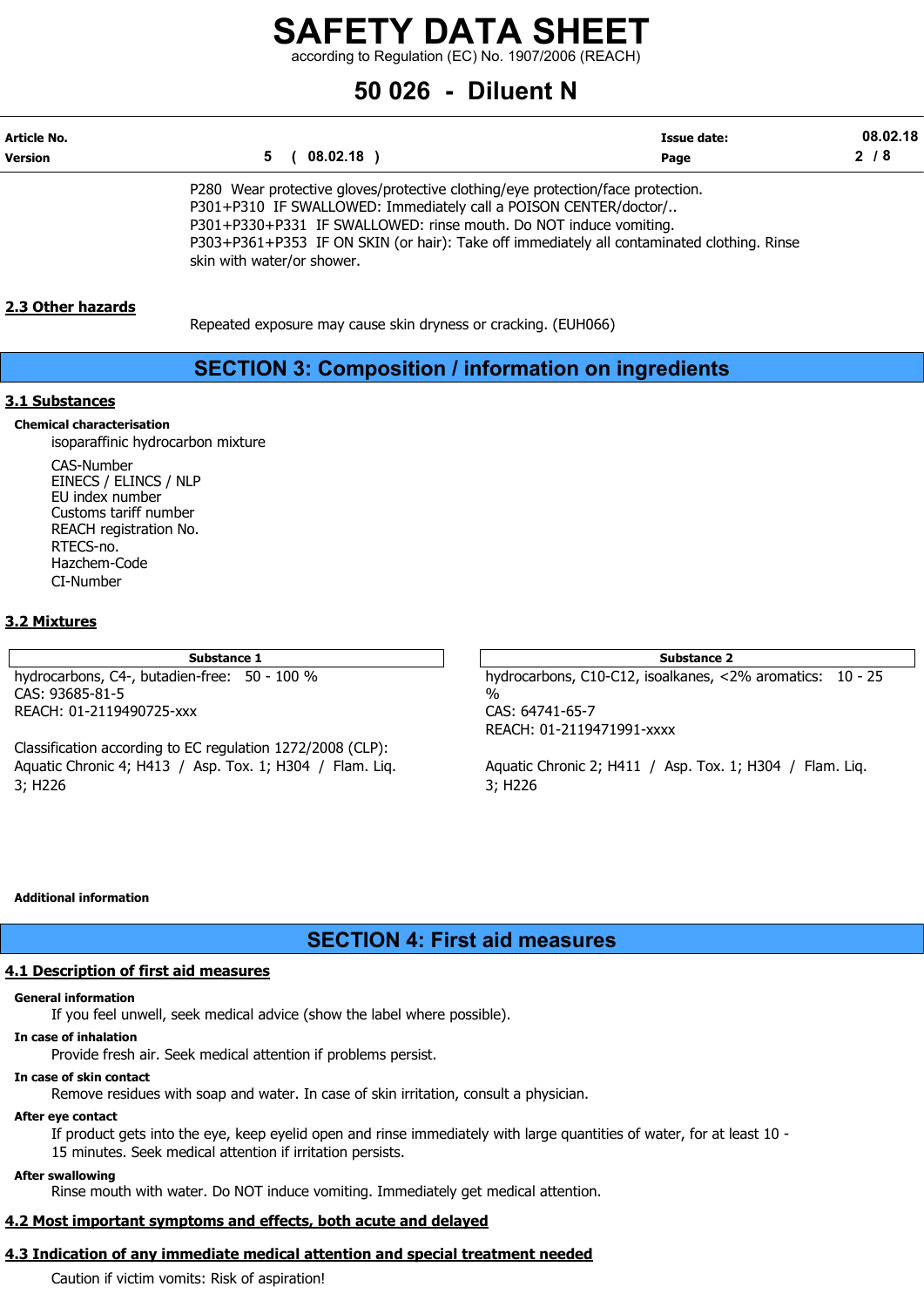P280 Wear protective gloves/protective clothing/eye protection/face protection.
P301+P310 IF SWALLOWED: Immediately call a POISON CENTER/doctor/..
P301+P330+P331 IF SWALLOWED: rinse mouth. Do NOT induce vomiting.
P303+P361+P353 IF ON SKIN (or hair): Take off immediately all contaminated clothing. Rinse skin with water/or shower.

### 2.3 Other hazards

Repeated exposure may cause skin dryness or cracking. (EUH066)

## SECTION 3: Composition / information on ingredients

### 3.1 Substances

**Chemical characterisation**

isoparaffinic hydrocarbon mixture

CAS-Number
EINECS / ELINCS / NLP
EU index number
Customs tariff number
REACH registration No.
RTECS-no.
Hazchem-Code
CI-Number

### 3.2 Mixtures

| Substance 1 | Substance 2 |
|---|---|
| hydrocarbons, C4-, butadien-free: 50 - 100 %<br>CAS: 93685-81-5<br>REACH: 01-2119490725-xxx | hydrocarbons, C10-C12, isoalkanes, <2% aromatics: 10 - 25 %<br>CAS: 64741-65-7<br>REACH: 01-2119471991-xxxx |
| Classification according to EC regulation 1272/2008 (CLP):<br>Aquatic Chronic 4; H413 / Asp. Tox. 1; H304 / Flam. Liq. 3; H226 | Aquatic Chronic 2; H411 / Asp. Tox. 1; H304 / Flam. Liq. 3; H226 |

**Additional information**

## SECTION 4: First aid measures

### 4.1 Description of first aid measures

**General information**

If you feel unwell, seek medical advice (show the label where possible).

**In case of inhalation**

Provide fresh air. Seek medical attention if problems persist.

**In case of skin contact**

Remove residues with soap and water. In case of skin irritation, consult a physician.

**After eye contact**

If product gets into the eye, keep eyelid open and rinse immediately with large quantities of water, for at least 10 - 15 minutes. Seek medical attention if irritation persists.

**After swallowing**

Rinse mouth with water. Do NOT induce vomiting. Immediately get medical attention.

### 4.2 Most important symptoms and effects, both acute and delayed

### 4.3 Indication of any immediate medical attention and special treatment needed

Caution if victim vomits: Risk of aspiration!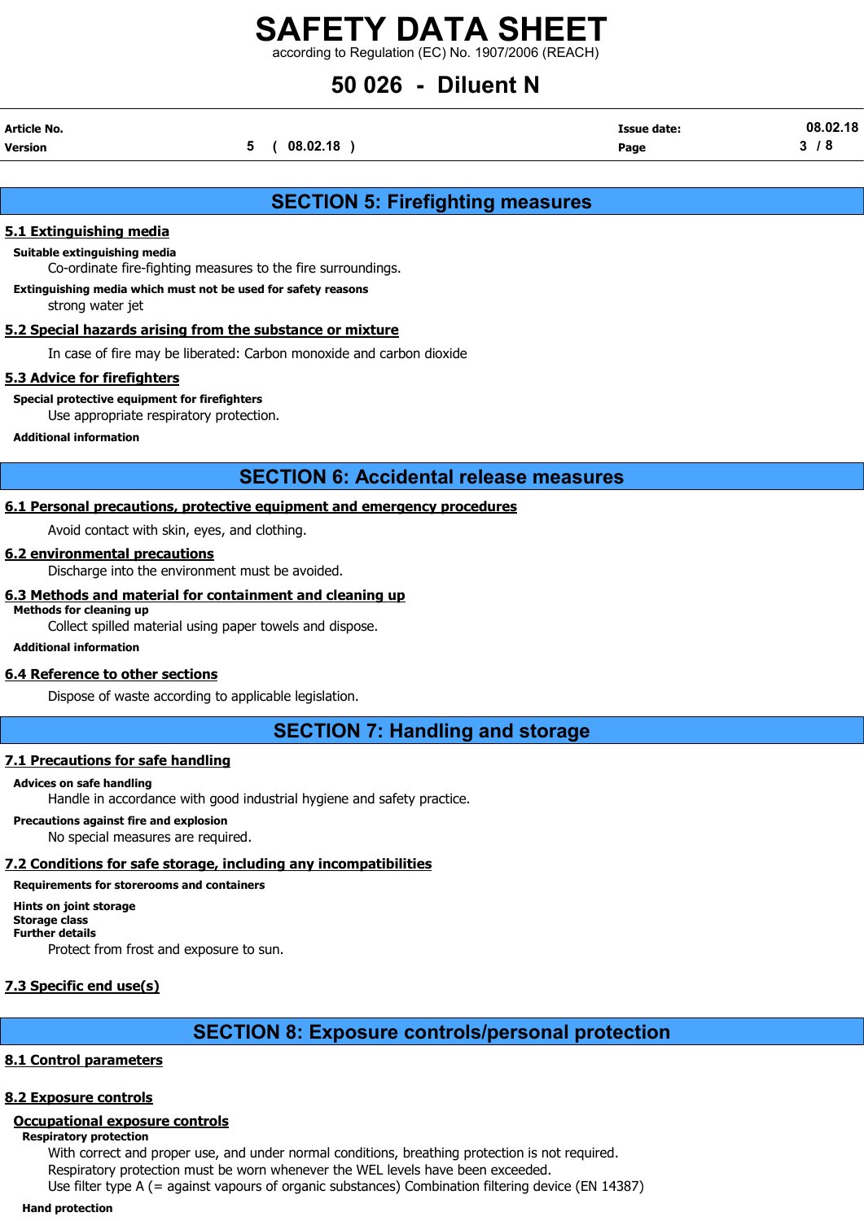## SECTION 5: Firefighting measures

### 5.1 Extinguishing media

**Suitable extinguishing media**

Co-ordinate fire-fighting measures to the fire surroundings.

**Extinguishing media which must not be used for safety reasons**

strong water jet

### 5.2 Special hazards arising from the substance or mixture

In case of fire may be liberated: Carbon monoxide and carbon dioxide

### 5.3 Advice for firefighters

**Special protective equipment for firefighters**

Use appropriate respiratory protection.

**Additional information**

## SECTION 6: Accidental release measures

### 6.1 Personal precautions, protective equipment and emergency procedures

Avoid contact with skin, eyes, and clothing.

### 6.2 environmental precautions

Discharge into the environment must be avoided.

### 6.3 Methods and material for containment and cleaning up

**Methods for cleaning up**

Collect spilled material using paper towels and dispose.

**Additional information**

### 6.4 Reference to other sections

Dispose of waste according to applicable legislation.

## SECTION 7: Handling and storage

### 7.1 Precautions for safe handling

**Advices on safe handling**

Handle in accordance with good industrial hygiene and safety practice.

**Precautions against fire and explosion**

No special measures are required.

### 7.2 Conditions for safe storage, including any incompatibilities

**Requirements for storerooms and containers**

**Hints on joint storage**

**Storage class**

**Further details**

Protect from frost and exposure to sun.

### 7.3 Specific end use(s)

## SECTION 8: Exposure controls/personal protection

### 8.1 Control parameters

### 8.2 Exposure controls

**Occupational exposure controls**

**Respiratory protection**

With correct and proper use, and under normal conditions, breathing protection is not required.
Respiratory protection must be worn whenever the WEL levels have been exceeded.
Use filter type A (= against vapours of organic substances) Combination filtering device (EN 14387)

**Hand protection**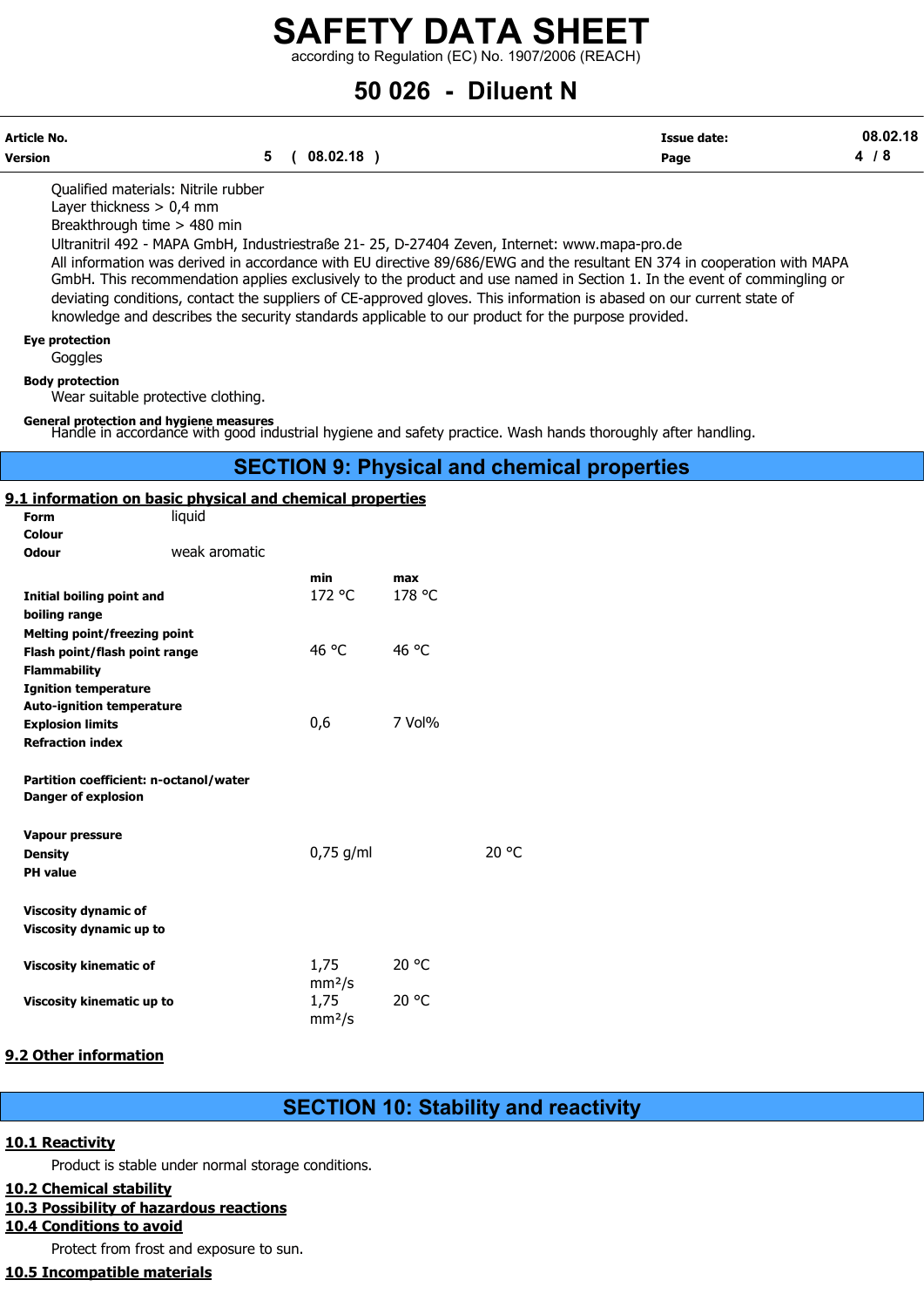Qualified materials: Nitrile rubber
Layer thickness > 0,4 mm
Breakthrough time > 480 min
Ultranitril 492 - MAPA GmbH, Industriestraße 21- 25, D-27404 Zeven, Internet: www.mapa-pro.de
All information was derived in accordance with EU directive 89/686/EWG and the resultant EN 374 in cooperation with MAPA GmbH. This recommendation applies exclusively to the product and use named in Section 1. In the event of commingling or deviating conditions, contact the suppliers of CE-approved gloves. This information is abased on our current state of knowledge and describes the security standards applicable to our product for the purpose provided.

**Eye protection**

Goggles

**Body protection**

Wear suitable protective clothing.

**General protection and hygiene measures**

Handle in accordance with good industrial hygiene and safety practice. Wash hands thoroughly after handling.

## SECTION 9: Physical and chemical properties

### 9.1 information on basic physical and chemical properties

| | | | |
|---|---|---|---|
| **Form** | liquid | | |
| **Colour** | | | |
| **Odour** | weak aromatic | | |
| | **min** | **max** | |
| **Initial boiling point and boiling range** | 172 °C | 178 °C | |
| **Melting point/freezing point** | | | |
| **Flash point/flash point range** | 46 °C | 46 °C | |
| **Flammability** | | | |
| **Ignition temperature** | | | |
| **Auto-ignition temperature** | | | |
| **Explosion limits** | 0,6 | 7 Vol% | |
| **Refraction index** | | | |
| **Partition coefficient: n-octanol/water** | | | |
| **Danger of explosion** | | | |
| **Vapour pressure** | | | |
| **Density** | 0,75 g/ml | | 20 °C |
| **PH value** | | | |
| **Viscosity dynamic of** | | | |
| **Viscosity dynamic up to** | | | |
| **Viscosity kinematic of** | 1,75 mm²/s | 20 °C | |
| **Viscosity kinematic up to** | 1,75 mm²/s | 20 °C | |

### 9.2 Other information

## SECTION 10: Stability and reactivity

### 10.1 Reactivity

Product is stable under normal storage conditions.

### 10.2 Chemical stability

### 10.3 Possibility of hazardous reactions

### 10.4 Conditions to avoid

Protect from frost and exposure to sun.

### 10.5 Incompatible materials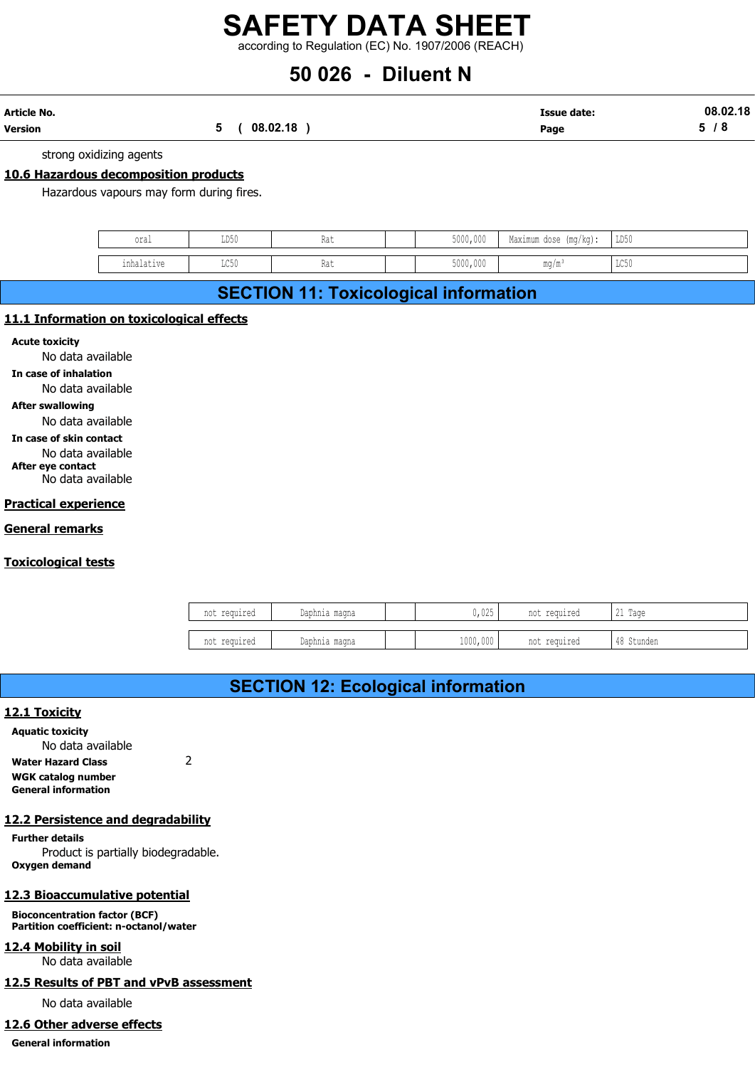strong oxidizing agents

## 10.6 Hazardous decomposition products

Hazardous vapours may form during fires.

| | | | | | | |
|---|---|---|---|---|---|---|
| oral | LD50 | Rat | | 5000,000 | Maximum dose (mg/kg): | LD50 |
| inhalative | LC50 | Rat | | 5000,000 | mg/m³ | LC50 |

# SECTION 11: Toxicological information

## 11.1 Information on toxicological effects

**Acute toxicity**

No data available

**In case of inhalation**

No data available

**After swallowing**

No data available

**In case of skin contact**

No data available

**After eye contact**

No data available

## Practical experience

## General remarks

## Toxicological tests

| | | | | | |
|---|---|---|---|---|---|
| not required | Daphnia magna | | 0,025 | not required | 21 Tage |
| not required | Daphnia magna | | 1000,000 | not required | 48 Stunden |

# SECTION 12: Ecological information

## 12.1 Toxicity

**Aquatic toxicity**

No data available

**Water Hazard Class** 2

**WGK catalog number**

**General information**

## 12.2 Persistence and degradability

**Further details**

Product is partially biodegradable.

**Oxygen demand**

## 12.3 Bioaccumulative potential

**Bioconcentration factor (BCF)**

**Partition coefficient: n-octanol/water**

## 12.4 Mobility in soil

No data available

## 12.5 Results of PBT and vPvB assessment

No data available

## 12.6 Other adverse effects

**General information**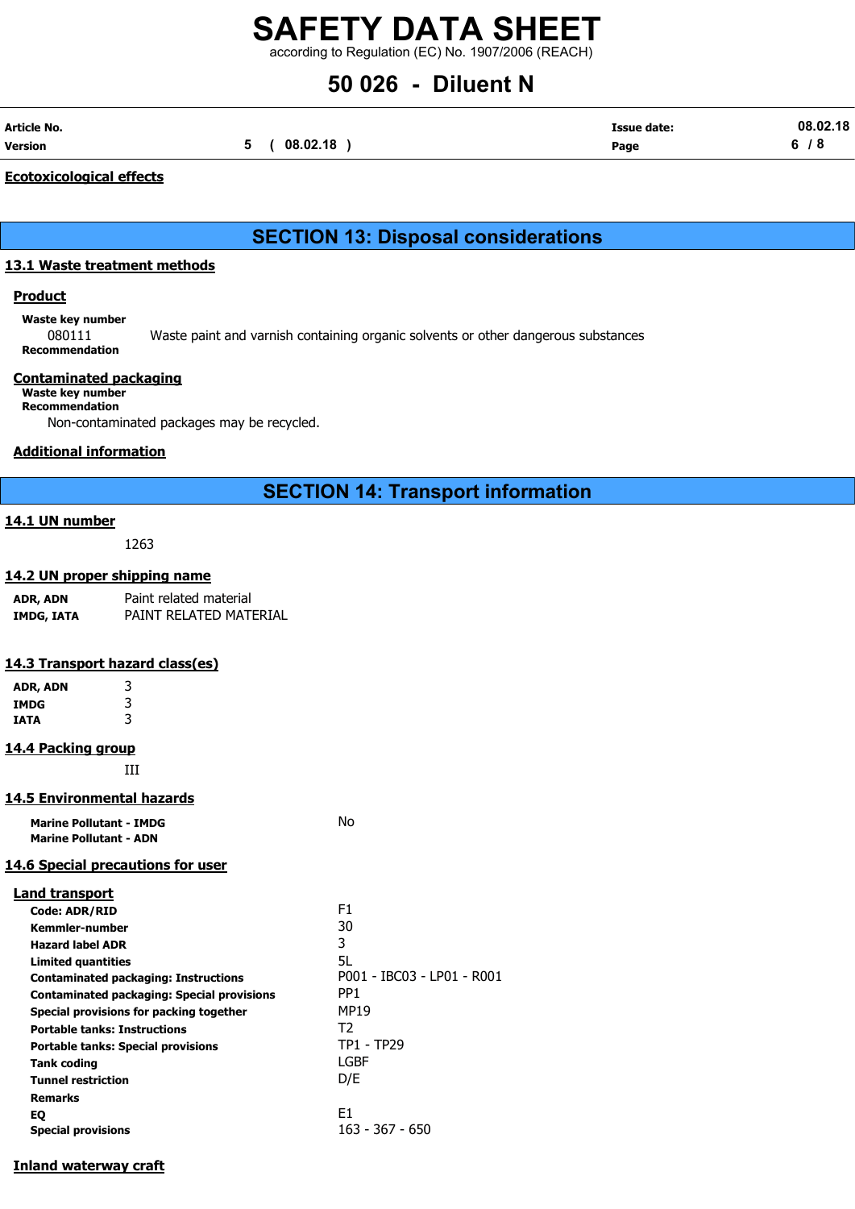#### Ecotoxicological effects

## SECTION 13: Disposal considerations

### 13.1 Waste treatment methods

#### Product

**Waste key number**

080111 Waste paint and varnish containing organic solvents or other dangerous substances

**Recommendation**

#### Contaminated packaging

**Waste key number**

**Recommendation**

Non-contaminated packages may be recycled.

#### Additional information

## SECTION 14: Transport information

### 14.1 UN number

1263

### 14.2 UN proper shipping name

| | |
|---|---|
| **ADR, ADN** | Paint related material |
| **IMDG, IATA** | PAINT RELATED MATERIAL |

### 14.3 Transport hazard class(es)

| | |
|---|---|
| **ADR, ADN** | 3 |
| **IMDG** | 3 |
| **IATA** | 3 |

### 14.4 Packing group

III

### 14.5 Environmental hazards

| | |
|---|---|
| **Marine Pollutant - IMDG** | No |
| **Marine Pollutant - ADN** | |

### 14.6 Special precautions for user

#### Land transport

| | |
|---|---|
| **Code: ADR/RID** | F1 |
| **Kemmler-number** | 30 |
| **Hazard label ADR** | 3 |
| **Limited quantities** | 5L |
| **Contaminated packaging: Instructions** | P001 - IBC03 - LP01 - R001 |
| **Contaminated packaging: Special provisions** | PP1 |
| **Special provisions for packing together** | MP19 |
| **Portable tanks: Instructions** | T2 |
| **Portable tanks: Special provisions** | TP1 - TP29 |
| **Tank coding** | LGBF |
| **Tunnel restriction** | D/E |
| **Remarks** | |
| **EQ** | E1 |
| **Special provisions** | 163 - 367 - 650 |

#### Inland waterway craft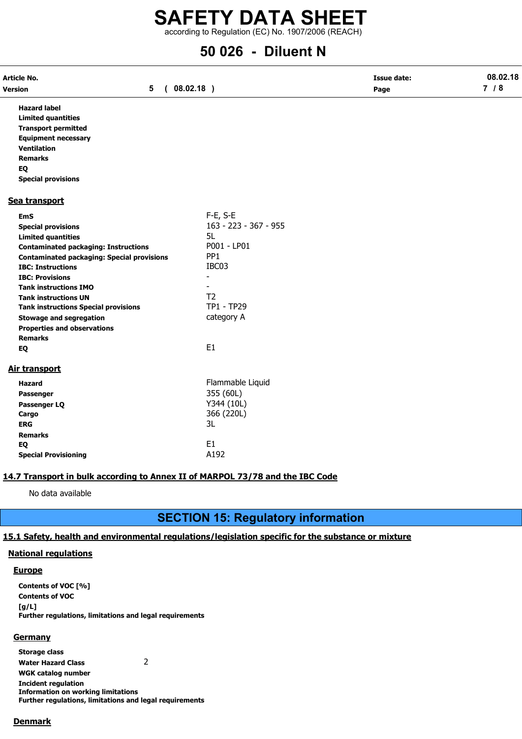| | |
|---|---|
| **Hazard label** | |
| **Limited quantities** | |
| **Transport permitted** | |
| **Equipment necessary** | |
| **Ventilation** | |
| **Remarks** | |
| **EQ** | |
| **Special provisions** | |

### Sea transport

| | |
|---|---|
| **EmS** | F-E, S-E |
| **Special provisions** | 163 - 223 - 367 - 955 |
| **Limited quantities** | 5L |
| **Contaminated packaging: Instructions** | P001 - LP01 |
| **Contaminated packaging: Special provisions** | PP1 |
| **IBC: Instructions** | IBC03 |
| **IBC: Provisions** | - |
| **Tank instructions IMO** | - |
| **Tank instructions UN** | T2 |
| **Tank instructions Special provisions** | TP1 - TP29 |
| **Stowage and segregation** | category A |
| **Properties and observations** | |
| **Remarks** | |
| **EQ** | E1 |

### Air transport

| | |
|---|---|
| **Hazard** | Flammable Liquid |
| **Passenger** | 355 (60L) |
| **Passenger LQ** | Y344 (10L) |
| **Cargo** | 366 (220L) |
| **ERG** | 3L |
| **Remarks** | |
| **EQ** | E1 |
| **Special Provisioning** | A192 |

### 14.7 Transport in bulk according to Annex II of MARPOL 73/78 and the IBC Code

No data available

## SECTION 15: Regulatory information

### 15.1 Safety, health and environmental regulations/legislation specific for the substance or mixture

### National regulations

#### Europe

**Contents of VOC [%]**
**Contents of VOC [g/L]**
**Further regulations, limitations and legal requirements**

#### Germany

| | |
|---|---|
| **Storage class** | |
| **Water Hazard Class** | 2 |
| **WGK catalog number** | |
| **Incident regulation** | |
| **Information on working limitations** | |
| **Further regulations, limitations and legal requirements** | |

#### Denmark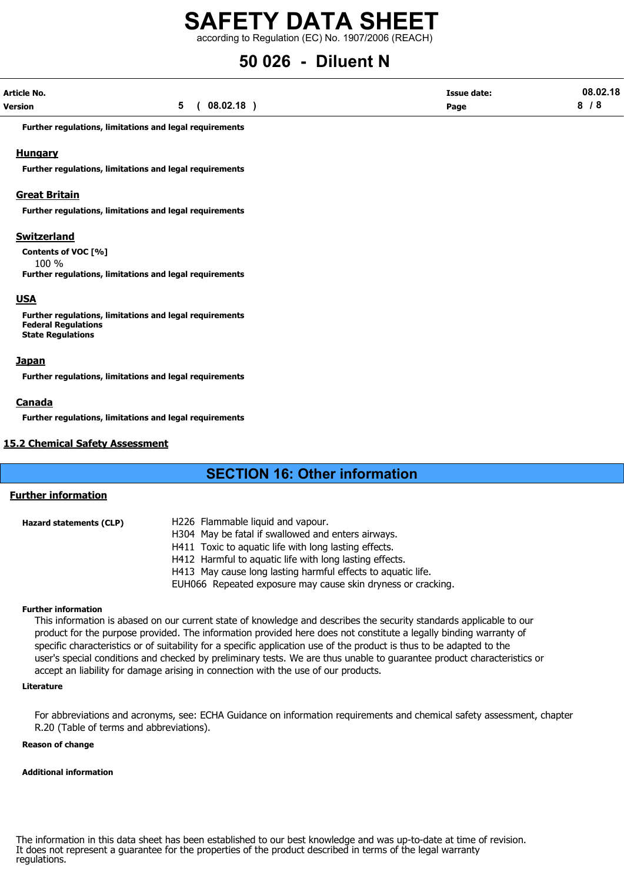**Further regulations, limitations and legal requirements**

## Hungary

**Further regulations, limitations and legal requirements**

## Great Britain

**Further regulations, limitations and legal requirements**

## Switzerland

**Contents of VOC [%]**

100 %

**Further regulations, limitations and legal requirements**

## USA

**Further regulations, limitations and legal requirements**
**Federal Regulations**
**State Regulations**

## Japan

**Further regulations, limitations and legal requirements**

## Canada

**Further regulations, limitations and legal requirements**

## 15.2 Chemical Safety Assessment

# SECTION 16: Other information

## Further information

**Hazard statements (CLP)**

H226 Flammable liquid and vapour.
H304 May be fatal if swallowed and enters airways.
H411 Toxic to aquatic life with long lasting effects.
H412 Harmful to aquatic life with long lasting effects.
H413 May cause long lasting harmful effects to aquatic life.
EUH066 Repeated exposure may cause skin dryness or cracking.

**Further information**

This information is abased on our current state of knowledge and describes the security standards applicable to our product for the purpose provided. The information provided here does not constitute a legally binding warranty of specific characteristics or of suitability for a specific application use of the product is thus to be adapted to the user's special conditions and checked by preliminary tests. We are thus unable to guarantee product characteristics or accept an liability for damage arising in connection with the use of our products.

**Literature**

For abbreviations and acronyms, see: ECHA Guidance on information requirements and chemical safety assessment, chapter R.20 (Table of terms and abbreviations).

**Reason of change**

**Additional information**

The information in this data sheet has been established to our best knowledge and was up-to-date at time of revision. It does not represent a guarantee for the properties of the product described in terms of the legal warranty regulations.